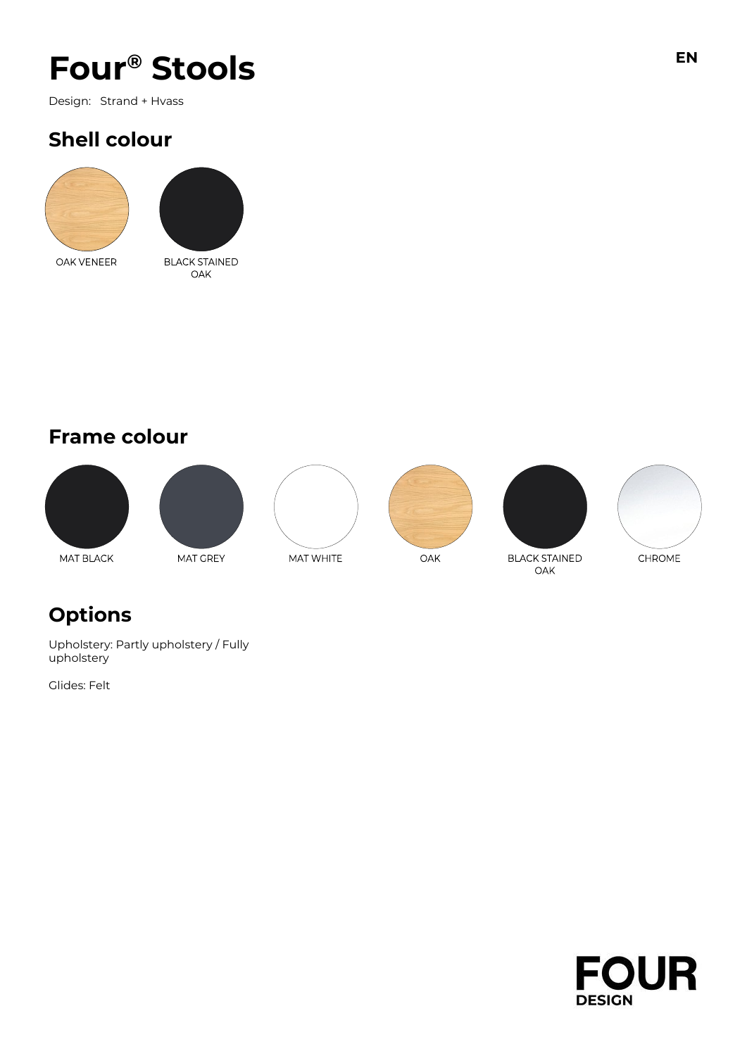# Four® Stools

EN

Design: Strand + Hvass

## Shell colour

OAK VENEER

BLACK STAINED OAK

## Frame colour

MAT BLACK

MAT GREY

MAT WHITE

OAK

BLACK STAINED OAK

CHROME

## Options

Upholstery: Partly upholstery / Fully upholstery

Glides: Felt

FOUR DESIGN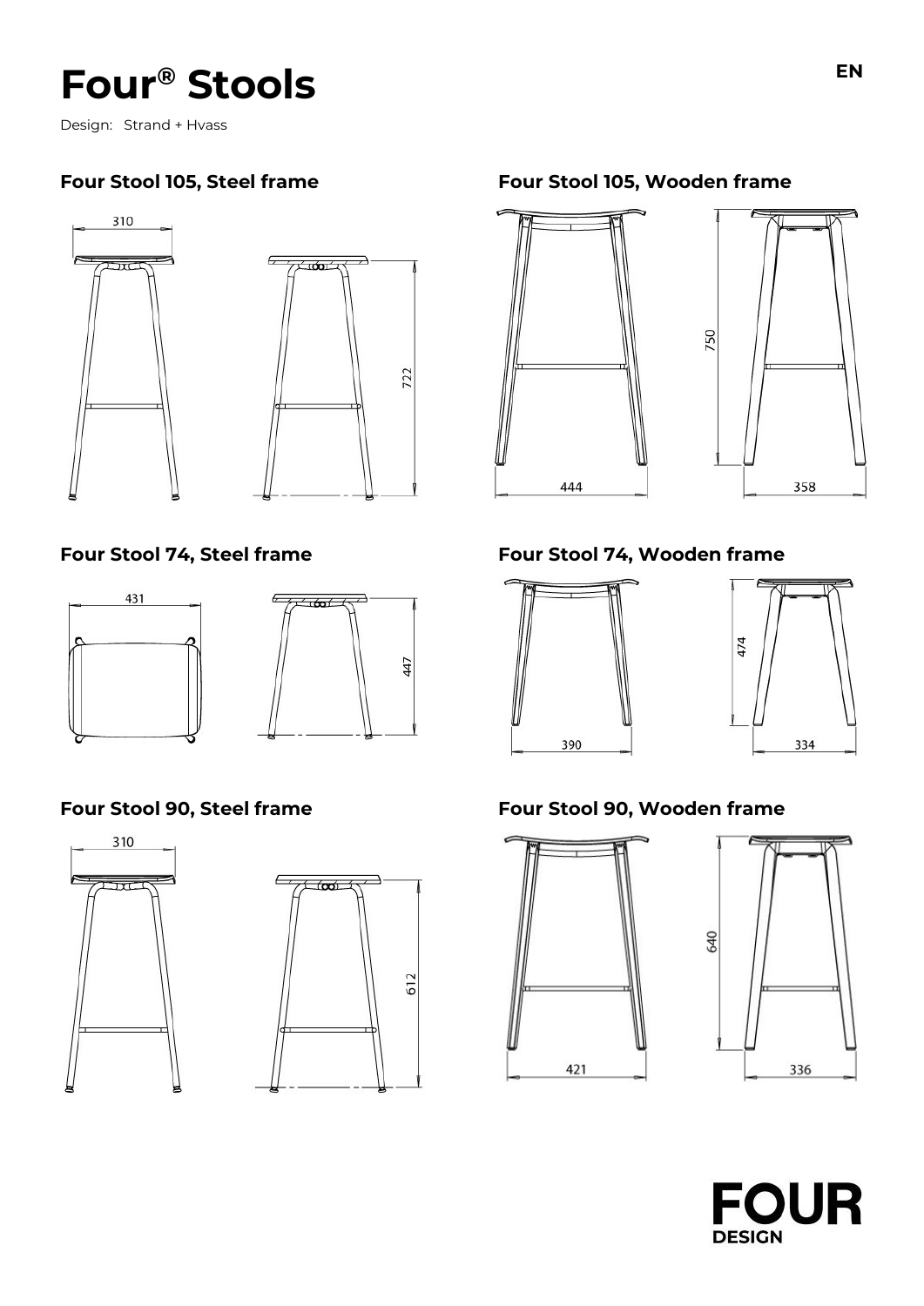# Four® Stools

EN

Design: Strand + Hvass

### Four Stool 105, Steel frame

310

722

### Four Stool 105, Wooden frame

750

444

358

### Four Stool 74, Steel frame

431

447

### Four Stool 74, Wooden frame

474

390

334

### Four Stool 90, Steel frame

310

612

### Four Stool 90, Wooden frame

640

421

336

**FOUR DESIGN**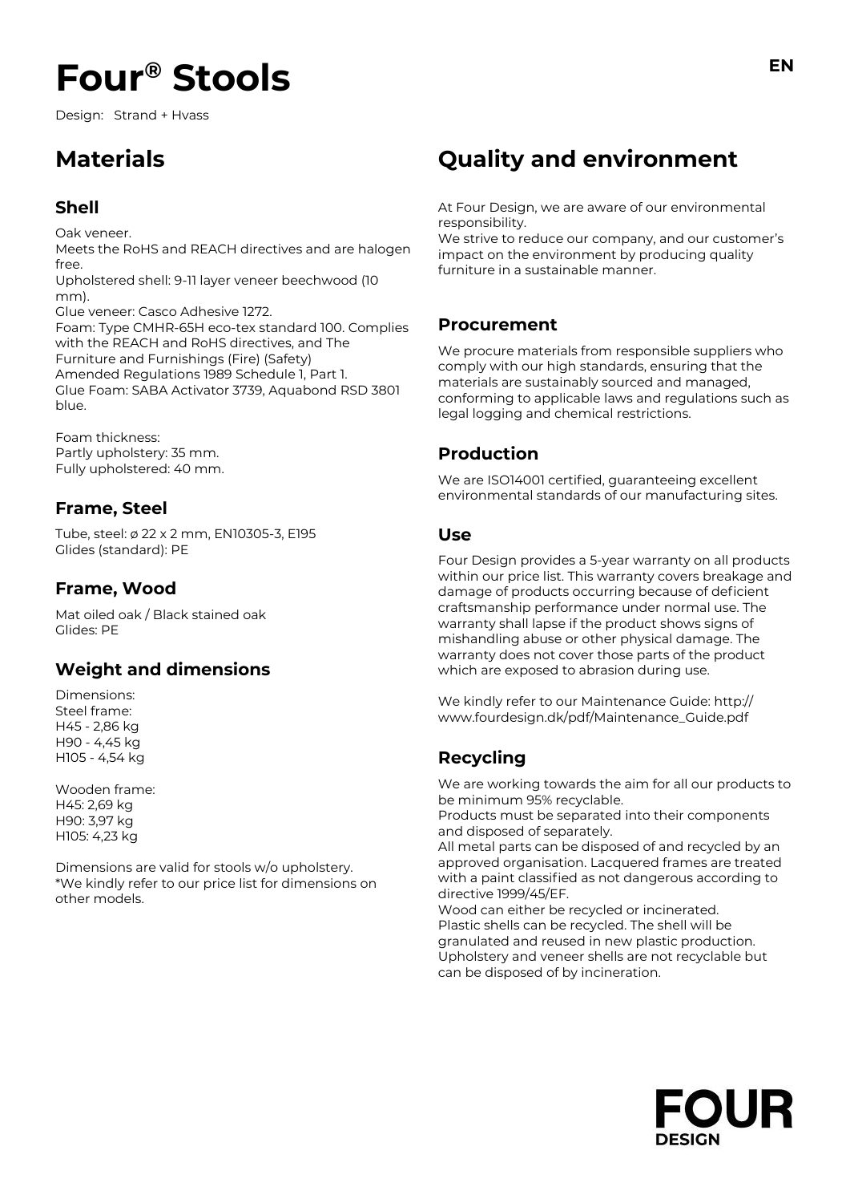# Four® Stools

EN

Design: Strand + Hvass

## Materials

### Shell

Oak veneer.
Meets the RoHS and REACH directives and are halogen free.
Upholstered shell: 9-11 layer veneer beechwood (10 mm).
Glue veneer: Casco Adhesive 1272.
Foam: Type CMHR-65H eco-tex standard 100. Complies with the REACH and RoHS directives, and The Furniture and Furnishings (Fire) (Safety) Amended Regulations 1989 Schedule 1, Part 1.
Glue Foam: SABA Activator 3739, Aquabond RSD 3801 blue.

Foam thickness:
Partly upholstery: 35 mm.
Fully upholstered: 40 mm.

### Frame, Steel

Tube, steel: ø 22 x 2 mm, EN10305-3, E195
Glides (standard): PE

### Frame, Wood

Mat oiled oak / Black stained oak
Glides: PE

### Weight and dimensions

Dimensions:
Steel frame:
H45 - 2,86 kg
H90 - 4,45 kg
H105 - 4,54 kg

Wooden frame:
H45: 2,69 kg
H90: 3,97 kg
H105: 4,23 kg

Dimensions are valid for stools w/o upholstery.
*We kindly refer to our price list for dimensions on other models.

## Quality and environment

At Four Design, we are aware of our environmental responsibility.
We strive to reduce our company, and our customer's impact on the environment by producing quality furniture in a sustainable manner.

### Procurement

We procure materials from responsible suppliers who comply with our high standards, ensuring that the materials are sustainably sourced and managed, conforming to applicable laws and regulations such as legal logging and chemical restrictions.

### Production

We are ISO14001 certified, guaranteeing excellent environmental standards of our manufacturing sites.

### Use

Four Design provides a 5-year warranty on all products within our price list. This warranty covers breakage and damage of products occurring because of deficient craftsmanship performance under normal use. The warranty shall lapse if the product shows signs of mishandling abuse or other physical damage. The warranty does not cover those parts of the product which are exposed to abrasion during use.

We kindly refer to our Maintenance Guide: http://www.fourdesign.dk/pdf/Maintenance_Guide.pdf

### Recycling

We are working towards the aim for all our products to be minimum 95% recyclable.
Products must be separated into their components and disposed of separately.
All metal parts can be disposed of and recycled by an approved organisation. Lacquered frames are treated with a paint classified as not dangerous according to directive 1999/45/EF.
Wood can either be recycled or incinerated.
Plastic shells can be recycled. The shell will be granulated and reused in new plastic production.
Upholstery and veneer shells are not recyclable but can be disposed of by incineration.

FOUR DESIGN